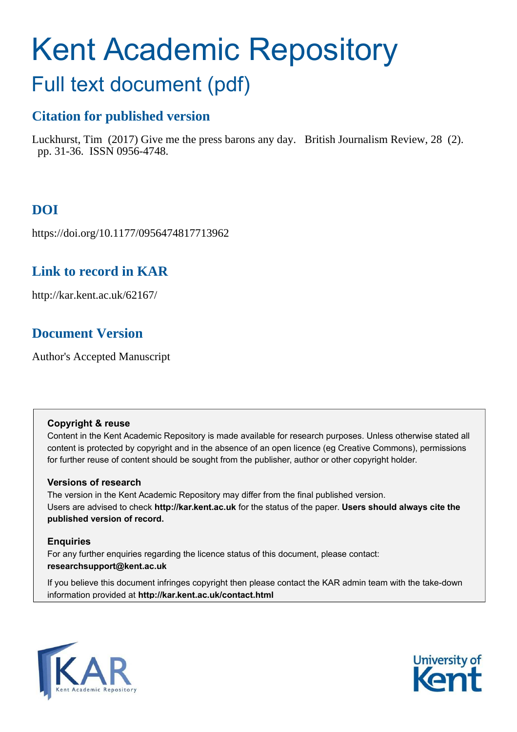# Kent Academic Repository

## Full text document (pdf)

### Citation for published version

Luckhurst, Tim (2017) Give me the press barons any day. British Journalism Review, 28 (2). pp. 31-36. ISSN 0956-4748.

### DOI

https://doi.org/10.1177/0956474817713962

### Link to record in KAR

http://kar.kent.ac.uk/62167/

### Document Version

Author's Accepted Manuscript

**Copyright & reuse**

Content in the Kent Academic Repository is made available for research purposes. Unless otherwise stated all content is protected by copyright and in the absence of an open licence (eg Creative Commons), permissions for further reuse of content should be sought from the publisher, author or other copyright holder.

**Versions of research**

The version in the Kent Academic Repository may differ from the final published version. Users are advised to check **http://kar.kent.ac.uk** for the status of the paper. **Users should always cite the published version of record.**

**Enquiries**

For any further enquiries regarding the licence status of this document, please contact: **researchsupport@kent.ac.uk**

If you believe this document infringes copyright then please contact the KAR admin team with the take-down information provided at **http://kar.kent.ac.uk/contact.html**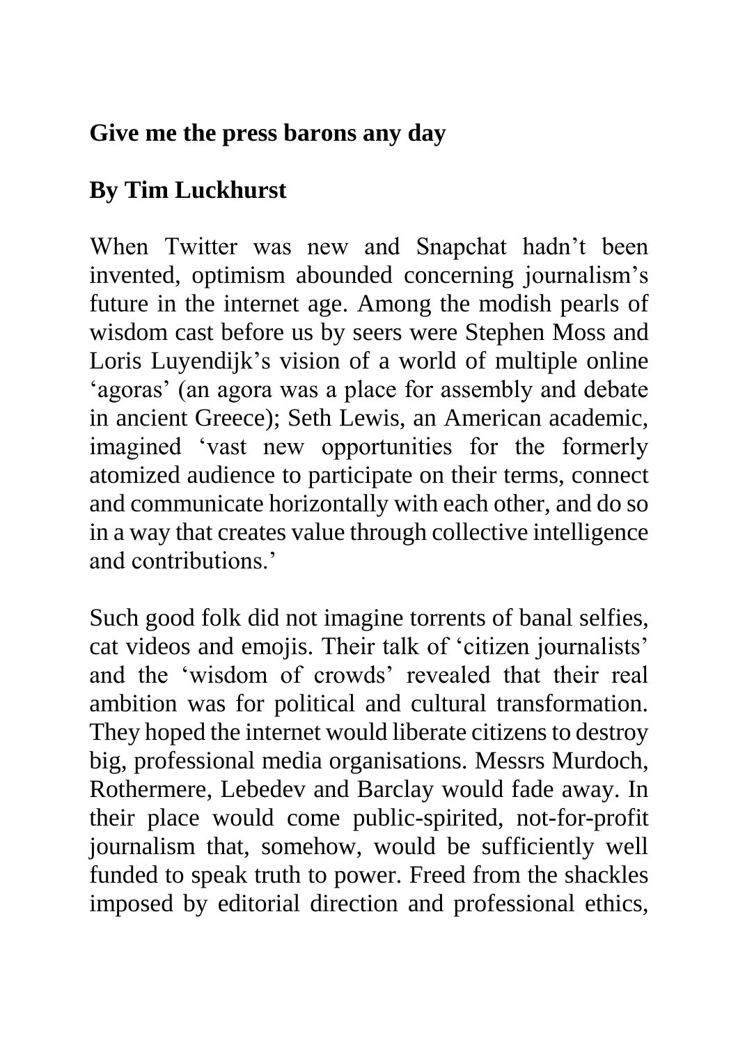**Give me the press barons any day**

**By Tim Luckhurst**

When Twitter was new and Snapchat hadn't been invented, optimism abounded concerning journalism's future in the internet age. Among the modish pearls of wisdom cast before us by seers were Stephen Moss and Loris Luyendijk's vision of a world of multiple online 'agoras' (an agora was a place for assembly and debate in ancient Greece); Seth Lewis, an American academic, imagined 'vast new opportunities for the formerly atomized audience to participate on their terms, connect and communicate horizontally with each other, and do so in a way that creates value through collective intelligence and contributions.'

Such good folk did not imagine torrents of banal selfies, cat videos and emojis. Their talk of 'citizen journalists' and the 'wisdom of crowds' revealed that their real ambition was for political and cultural transformation. They hoped the internet would liberate citizens to destroy big, professional media organisations. Messrs Murdoch, Rothermere, Lebedev and Barclay would fade away. In their place would come public-spirited, not-for-profit journalism that, somehow, would be sufficiently well funded to speak truth to power. Freed from the shackles imposed by editorial direction and professional ethics,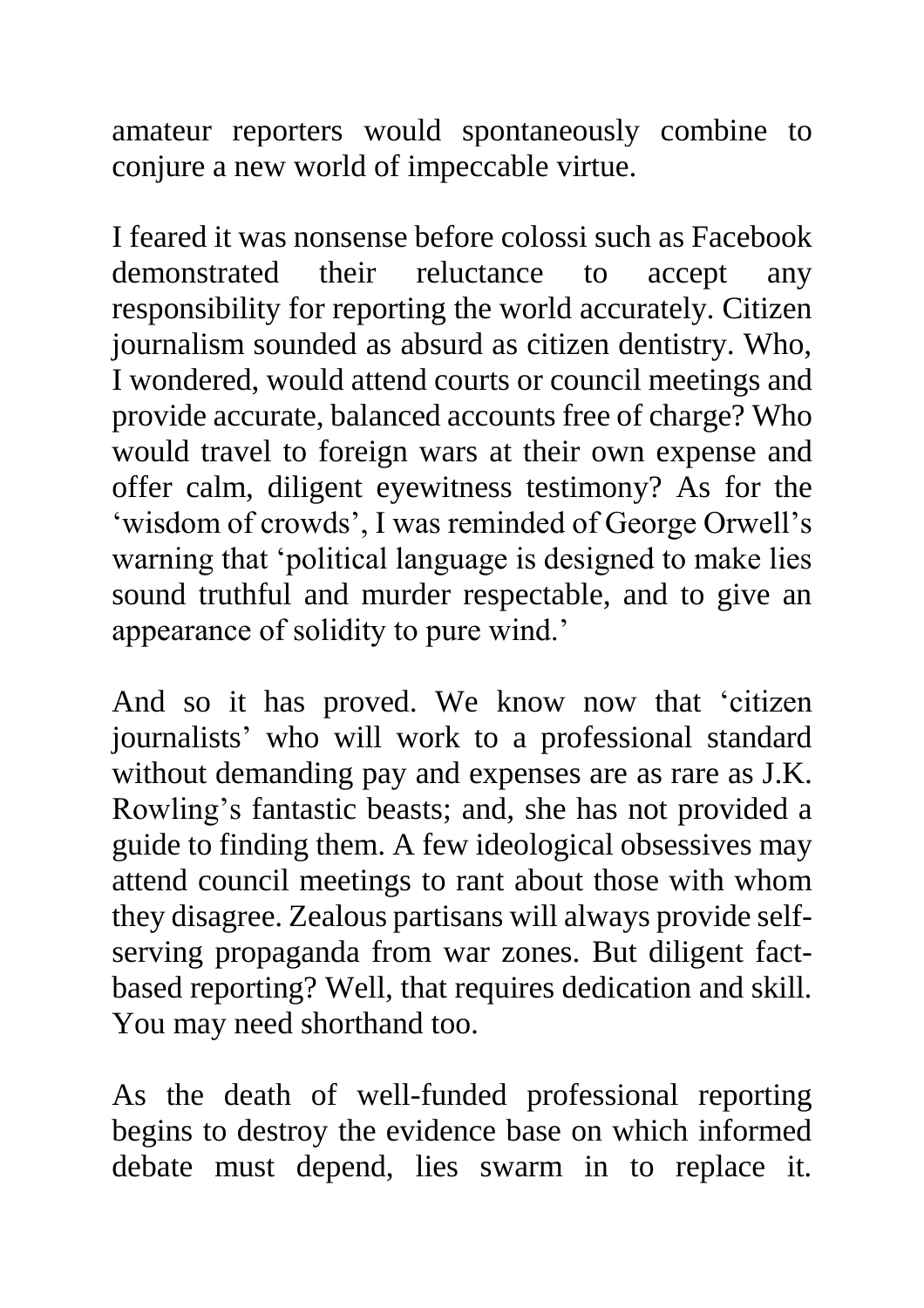amateur reporters would spontaneously combine to conjure a new world of impeccable virtue.

I feared it was nonsense before colossi such as Facebook demonstrated their reluctance to accept any responsibility for reporting the world accurately. Citizen journalism sounded as absurd as citizen dentistry. Who, I wondered, would attend courts or council meetings and provide accurate, balanced accounts free of charge? Who would travel to foreign wars at their own expense and offer calm, diligent eyewitness testimony? As for the 'wisdom of crowds', I was reminded of George Orwell's warning that 'political language is designed to make lies sound truthful and murder respectable, and to give an appearance of solidity to pure wind.'

And so it has proved. We know now that 'citizen journalists' who will work to a professional standard without demanding pay and expenses are as rare as J.K. Rowling's fantastic beasts; and, she has not provided a guide to finding them. A few ideological obsessives may attend council meetings to rant about those with whom they disagree. Zealous partisans will always provide self-serving propaganda from war zones. But diligent fact-based reporting? Well, that requires dedication and skill. You may need shorthand too.

As the death of well-funded professional reporting begins to destroy the evidence base on which informed debate must depend, lies swarm in to replace it.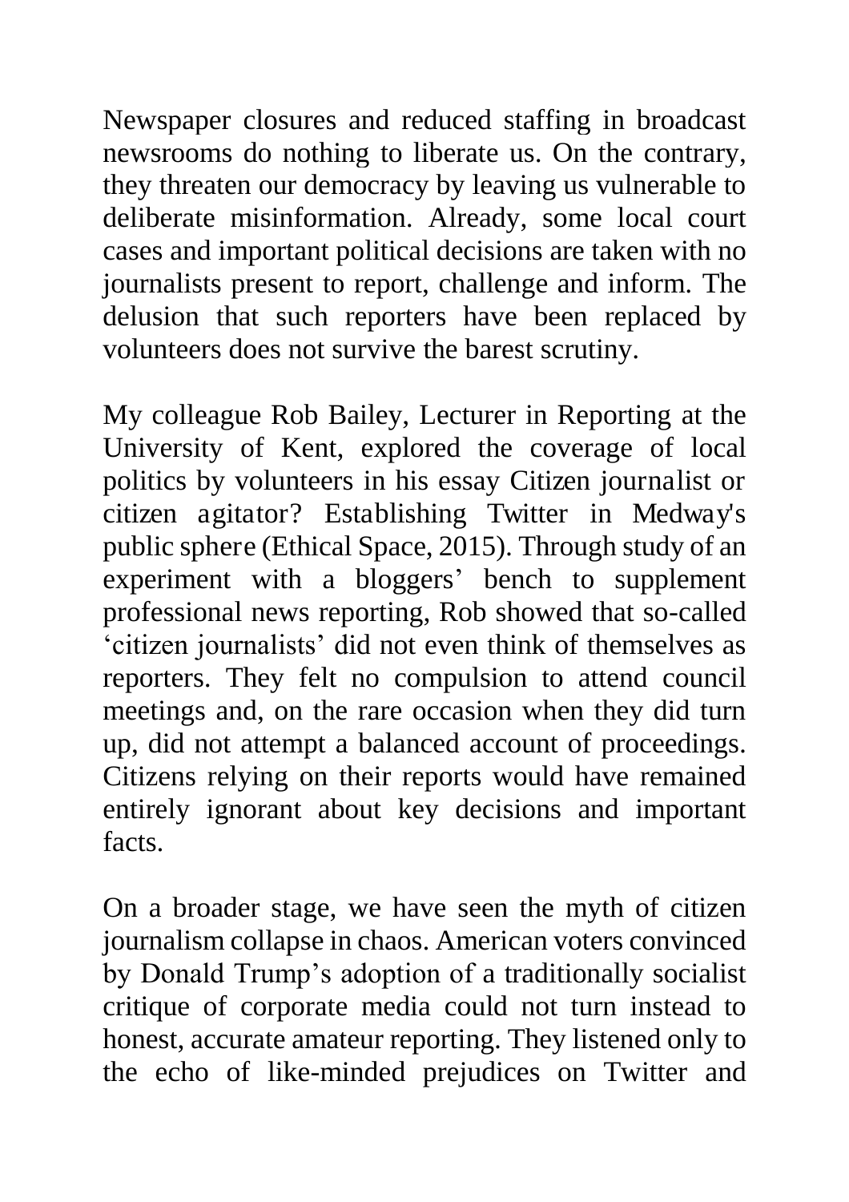Newspaper closures and reduced staffing in broadcast newsrooms do nothing to liberate us. On the contrary, they threaten our democracy by leaving us vulnerable to deliberate misinformation. Already, some local court cases and important political decisions are taken with no journalists present to report, challenge and inform. The delusion that such reporters have been replaced by volunteers does not survive the barest scrutiny.

My colleague Rob Bailey, Lecturer in Reporting at the University of Kent, explored the coverage of local politics by volunteers in his essay Citizen journalist or citizen agitator? Establishing Twitter in Medway's public sphere (Ethical Space, 2015). Through study of an experiment with a bloggers' bench to supplement professional news reporting, Rob showed that so-called 'citizen journalists' did not even think of themselves as reporters. They felt no compulsion to attend council meetings and, on the rare occasion when they did turn up, did not attempt a balanced account of proceedings. Citizens relying on their reports would have remained entirely ignorant about key decisions and important facts.

On a broader stage, we have seen the myth of citizen journalism collapse in chaos. American voters convinced by Donald Trump's adoption of a traditionally socialist critique of corporate media could not turn instead to honest, accurate amateur reporting. They listened only to the echo of like-minded prejudices on Twitter and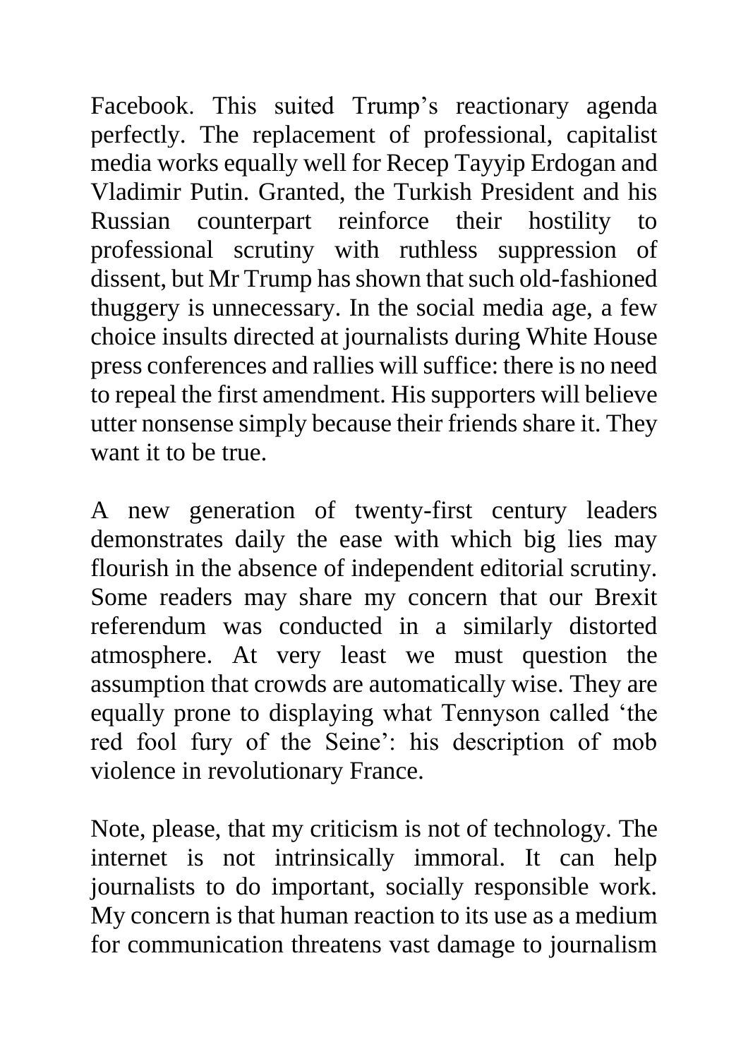Facebook. This suited Trump's reactionary agenda perfectly. The replacement of professional, capitalist media works equally well for Recep Tayyip Erdogan and Vladimir Putin. Granted, the Turkish President and his Russian counterpart reinforce their hostility to professional scrutiny with ruthless suppression of dissent, but Mr Trump has shown that such old-fashioned thuggery is unnecessary. In the social media age, a few choice insults directed at journalists during White House press conferences and rallies will suffice: there is no need to repeal the first amendment. His supporters will believe utter nonsense simply because their friends share it. They want it to be true.

A new generation of twenty-first century leaders demonstrates daily the ease with which big lies may flourish in the absence of independent editorial scrutiny. Some readers may share my concern that our Brexit referendum was conducted in a similarly distorted atmosphere. At very least we must question the assumption that crowds are automatically wise. They are equally prone to displaying what Tennyson called 'the red fool fury of the Seine': his description of mob violence in revolutionary France.

Note, please, that my criticism is not of technology. The internet is not intrinsically immoral. It can help journalists to do important, socially responsible work. My concern is that human reaction to its use as a medium for communication threatens vast damage to journalism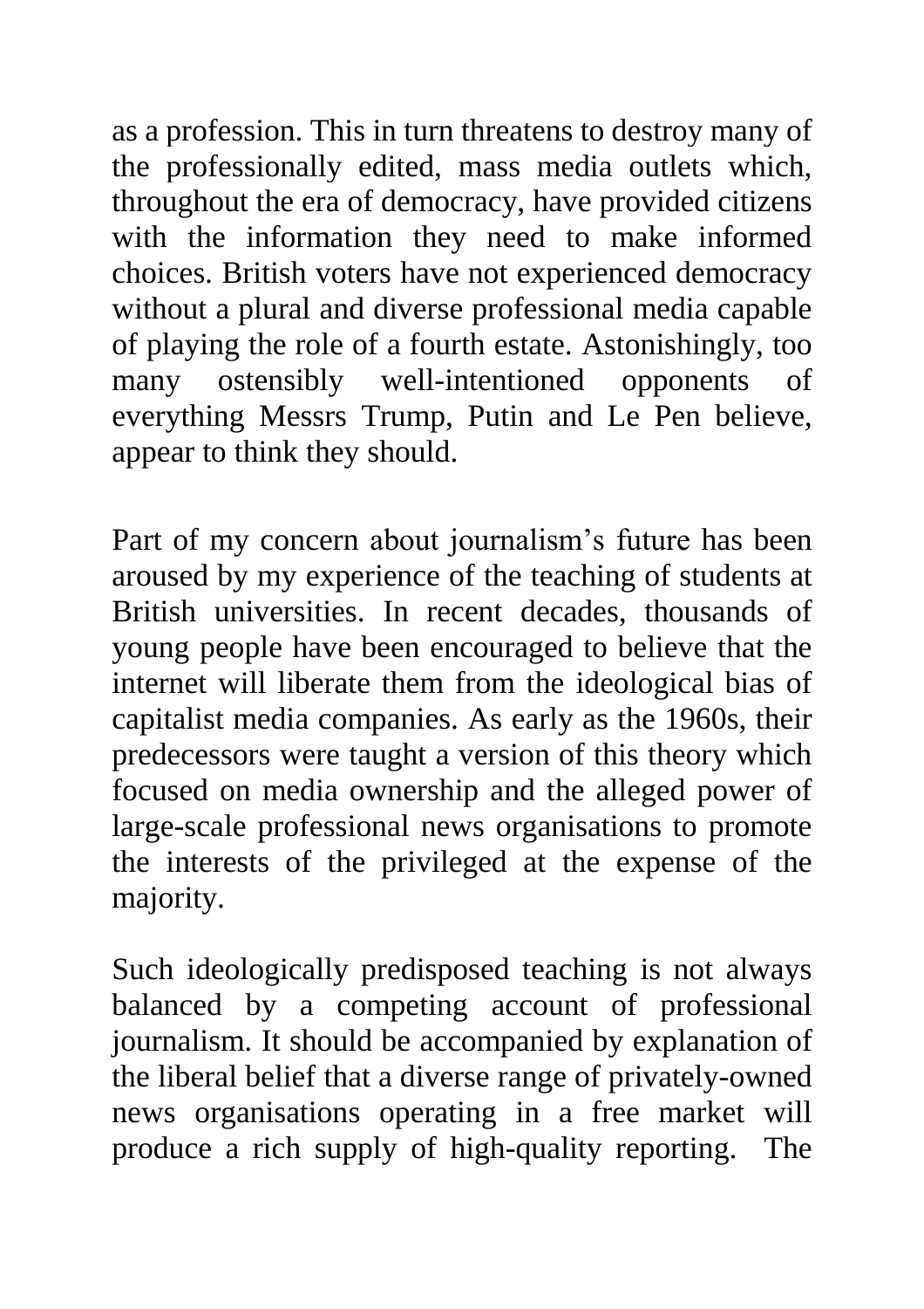as a profession. This in turn threatens to destroy many of the professionally edited, mass media outlets which, throughout the era of democracy, have provided citizens with the information they need to make informed choices. British voters have not experienced democracy without a plural and diverse professional media capable of playing the role of a fourth estate. Astonishingly, too many ostensibly well-intentioned opponents of everything Messrs Trump, Putin and Le Pen believe, appear to think they should.

Part of my concern about journalism's future has been aroused by my experience of the teaching of students at British universities. In recent decades, thousands of young people have been encouraged to believe that the internet will liberate them from the ideological bias of capitalist media companies. As early as the 1960s, their predecessors were taught a version of this theory which focused on media ownership and the alleged power of large-scale professional news organisations to promote the interests of the privileged at the expense of the majority.

Such ideologically predisposed teaching is not always balanced by a competing account of professional journalism. It should be accompanied by explanation of the liberal belief that a diverse range of privately-owned news organisations operating in a free market will produce a rich supply of high-quality reporting. The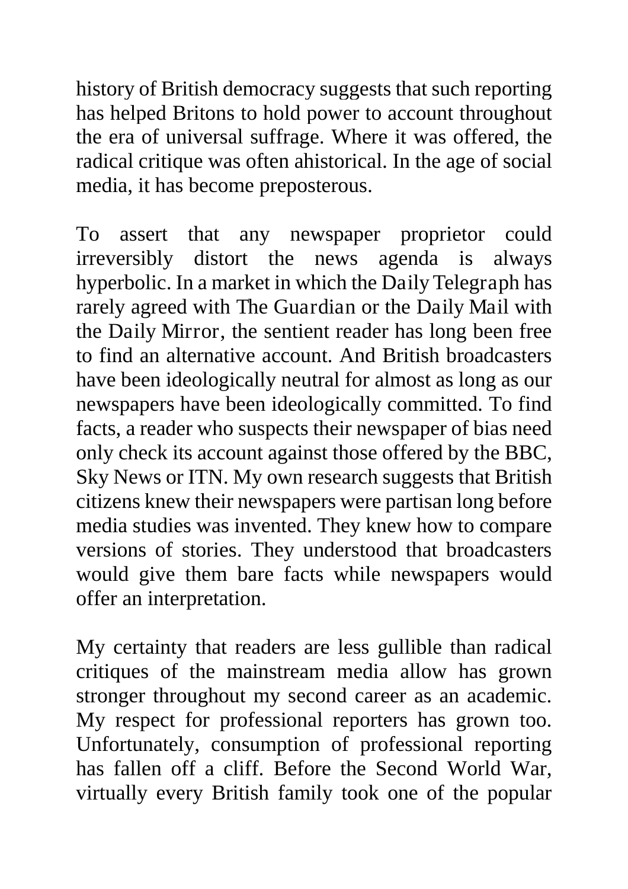history of British democracy suggests that such reporting has helped Britons to hold power to account throughout the era of universal suffrage. Where it was offered, the radical critique was often ahistorical. In the age of social media, it has become preposterous.

To assert that any newspaper proprietor could irreversibly distort the news agenda is always hyperbolic. In a market in which the Daily Telegraph has rarely agreed with The Guardian or the Daily Mail with the Daily Mirror, the sentient reader has long been free to find an alternative account. And British broadcasters have been ideologically neutral for almost as long as our newspapers have been ideologically committed. To find facts, a reader who suspects their newspaper of bias need only check its account against those offered by the BBC, Sky News or ITN. My own research suggests that British citizens knew their newspapers were partisan long before media studies was invented. They knew how to compare versions of stories. They understood that broadcasters would give them bare facts while newspapers would offer an interpretation.

My certainty that readers are less gullible than radical critiques of the mainstream media allow has grown stronger throughout my second career as an academic. My respect for professional reporters has grown too. Unfortunately, consumption of professional reporting has fallen off a cliff. Before the Second World War, virtually every British family took one of the popular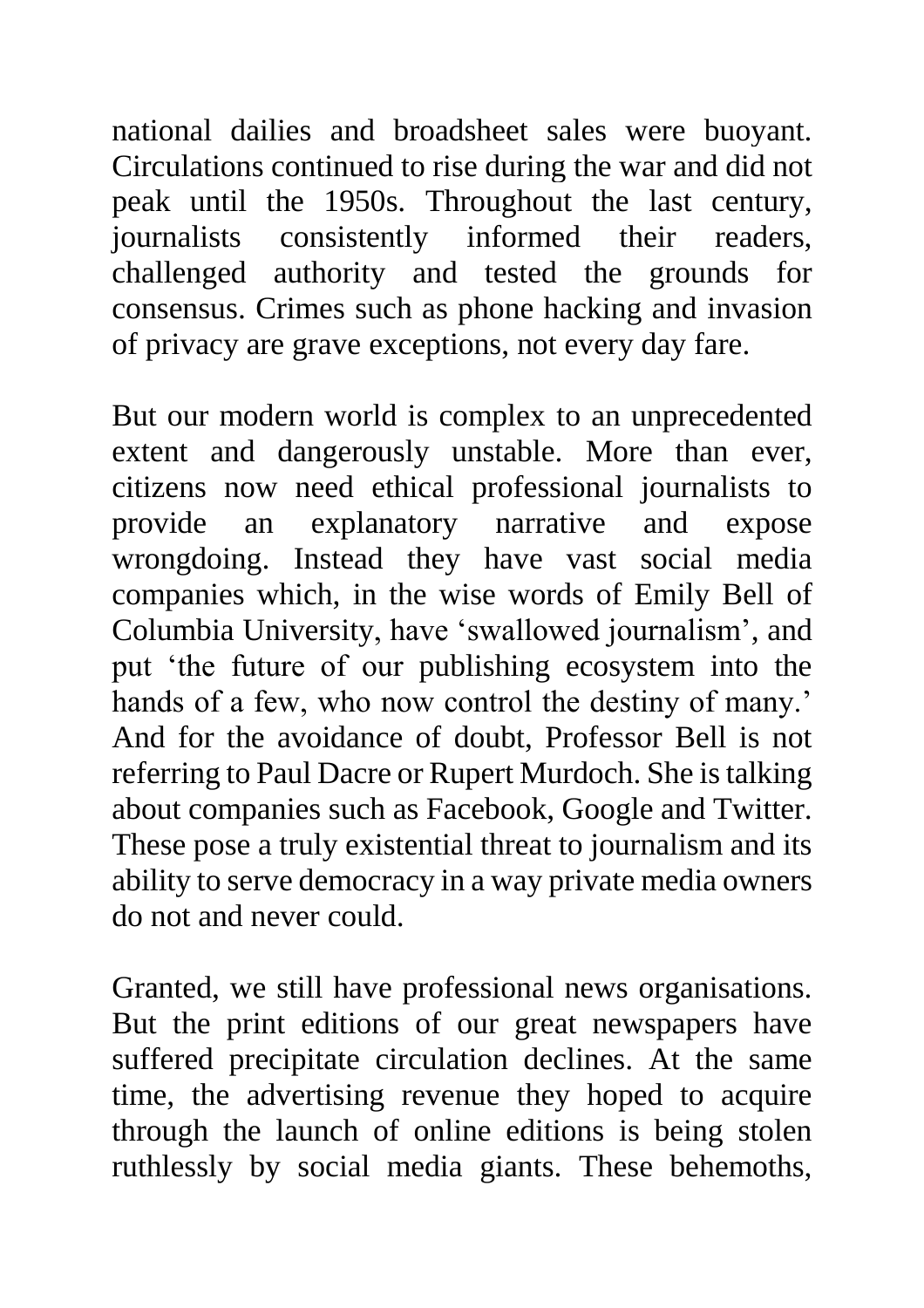national dailies and broadsheet sales were buoyant. Circulations continued to rise during the war and did not peak until the 1950s. Throughout the last century, journalists consistently informed their readers, challenged authority and tested the grounds for consensus. Crimes such as phone hacking and invasion of privacy are grave exceptions, not every day fare.

But our modern world is complex to an unprecedented extent and dangerously unstable. More than ever, citizens now need ethical professional journalists to provide an explanatory narrative and expose wrongdoing. Instead they have vast social media companies which, in the wise words of Emily Bell of Columbia University, have 'swallowed journalism', and put 'the future of our publishing ecosystem into the hands of a few, who now control the destiny of many.' And for the avoidance of doubt, Professor Bell is not referring to Paul Dacre or Rupert Murdoch. She is talking about companies such as Facebook, Google and Twitter. These pose a truly existential threat to journalism and its ability to serve democracy in a way private media owners do not and never could.

Granted, we still have professional news organisations. But the print editions of our great newspapers have suffered precipitate circulation declines. At the same time, the advertising revenue they hoped to acquire through the launch of online editions is being stolen ruthlessly by social media giants. These behemoths,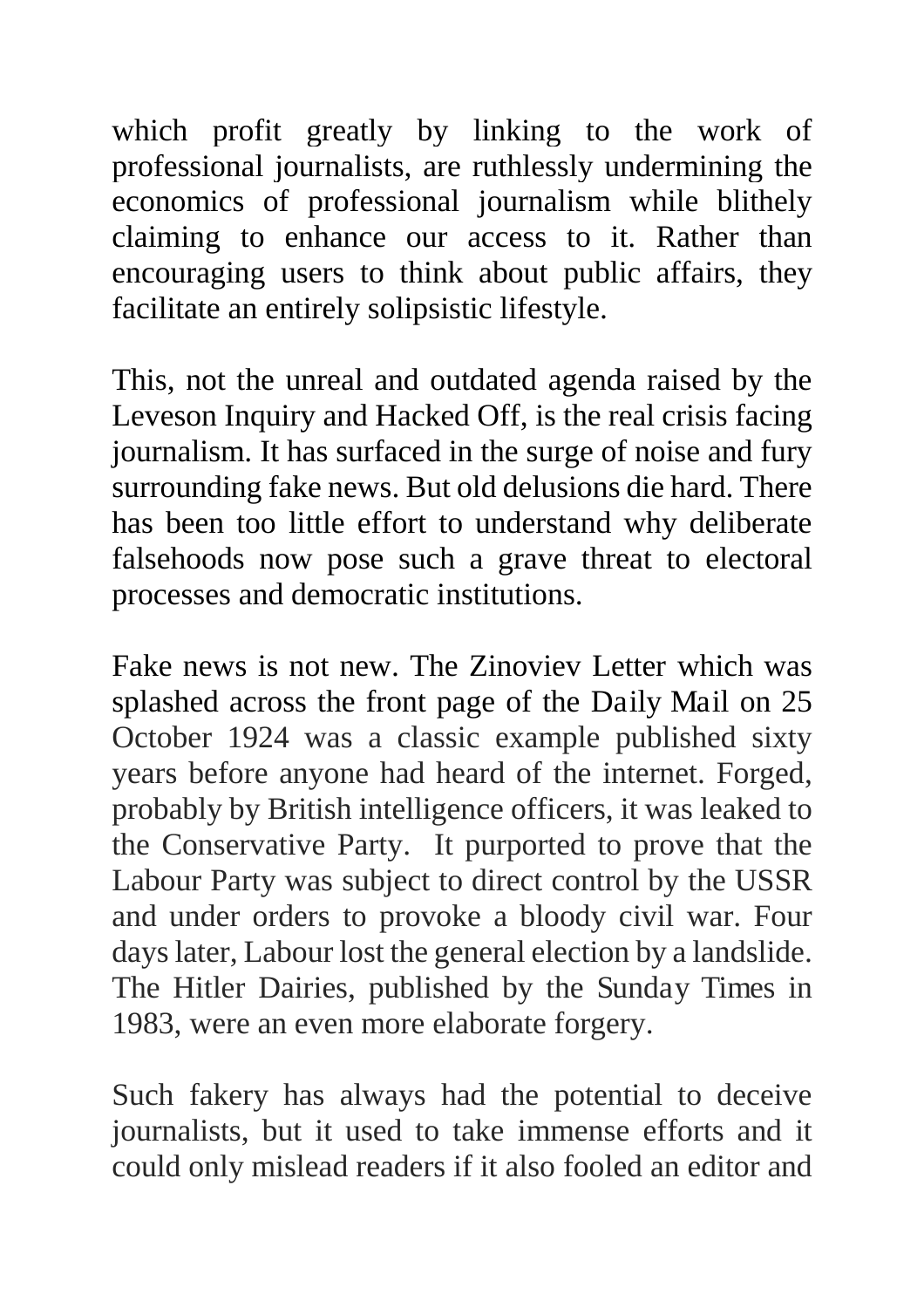which profit greatly by linking to the work of professional journalists, are ruthlessly undermining the economics of professional journalism while blithely claiming to enhance our access to it. Rather than encouraging users to think about public affairs, they facilitate an entirely solipsistic lifestyle.

This, not the unreal and outdated agenda raised by the Leveson Inquiry and Hacked Off, is the real crisis facing journalism. It has surfaced in the surge of noise and fury surrounding fake news. But old delusions die hard. There has been too little effort to understand why deliberate falsehoods now pose such a grave threat to electoral processes and democratic institutions.

Fake news is not new. The Zinoviev Letter which was splashed across the front page of the Daily Mail on 25 October 1924 was a classic example published sixty years before anyone had heard of the internet. Forged, probably by British intelligence officers, it was leaked to the Conservative Party. It purported to prove that the Labour Party was subject to direct control by the USSR and under orders to provoke a bloody civil war. Four days later, Labour lost the general election by a landslide. The Hitler Dairies, published by the Sunday Times in 1983, were an even more elaborate forgery.

Such fakery has always had the potential to deceive journalists, but it used to take immense efforts and it could only mislead readers if it also fooled an editor and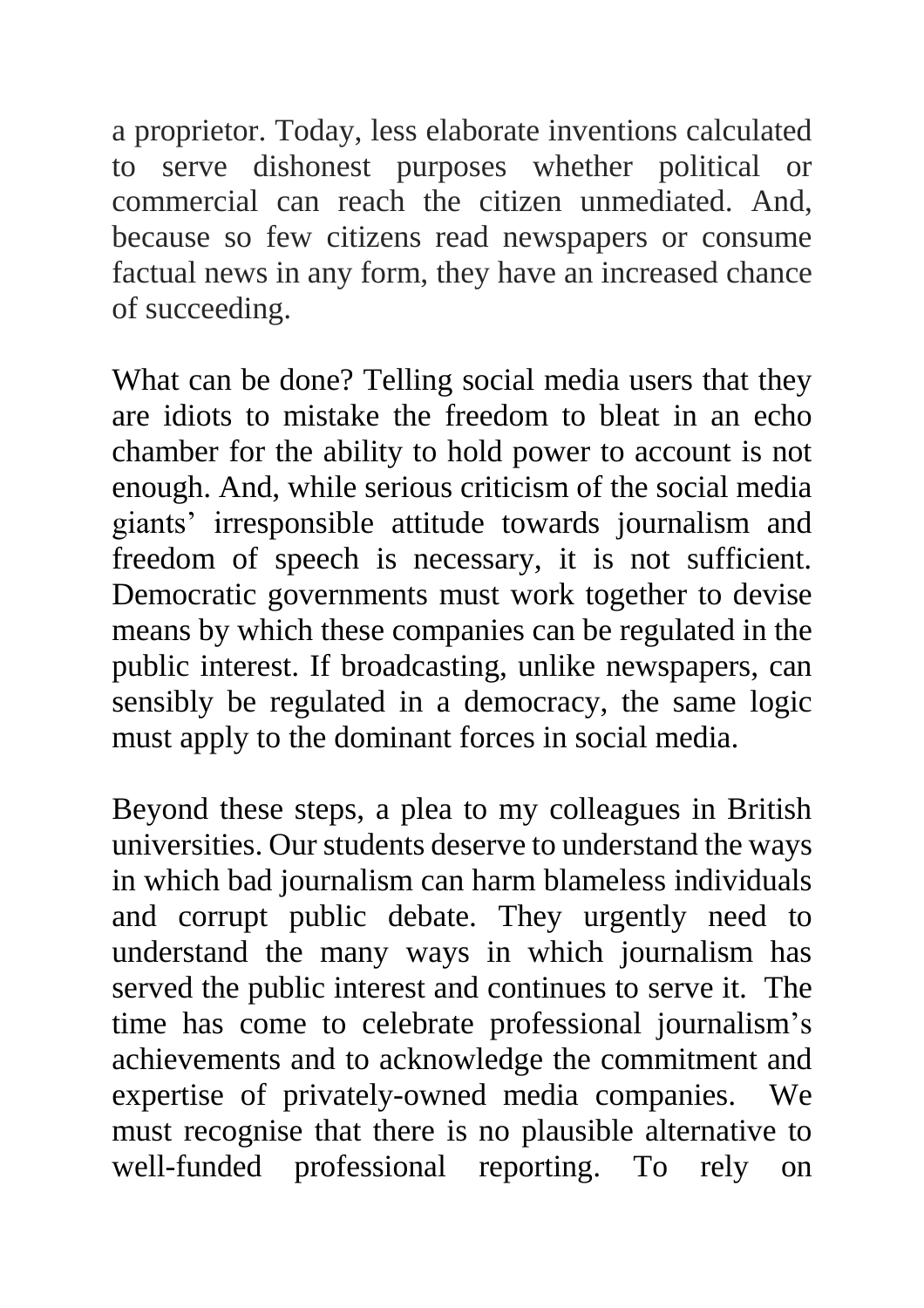a proprietor. Today, less elaborate inventions calculated to serve dishonest purposes whether political or commercial can reach the citizen unmediated. And, because so few citizens read newspapers or consume factual news in any form, they have an increased chance of succeeding.

What can be done? Telling social media users that they are idiots to mistake the freedom to bleat in an echo chamber for the ability to hold power to account is not enough. And, while serious criticism of the social media giants' irresponsible attitude towards journalism and freedom of speech is necessary, it is not sufficient. Democratic governments must work together to devise means by which these companies can be regulated in the public interest. If broadcasting, unlike newspapers, can sensibly be regulated in a democracy, the same logic must apply to the dominant forces in social media.

Beyond these steps, a plea to my colleagues in British universities. Our students deserve to understand the ways in which bad journalism can harm blameless individuals and corrupt public debate. They urgently need to understand the many ways in which journalism has served the public interest and continues to serve it. The time has come to celebrate professional journalism's achievements and to acknowledge the commitment and expertise of privately-owned media companies. We must recognise that there is no plausible alternative to well-funded professional reporting. To rely on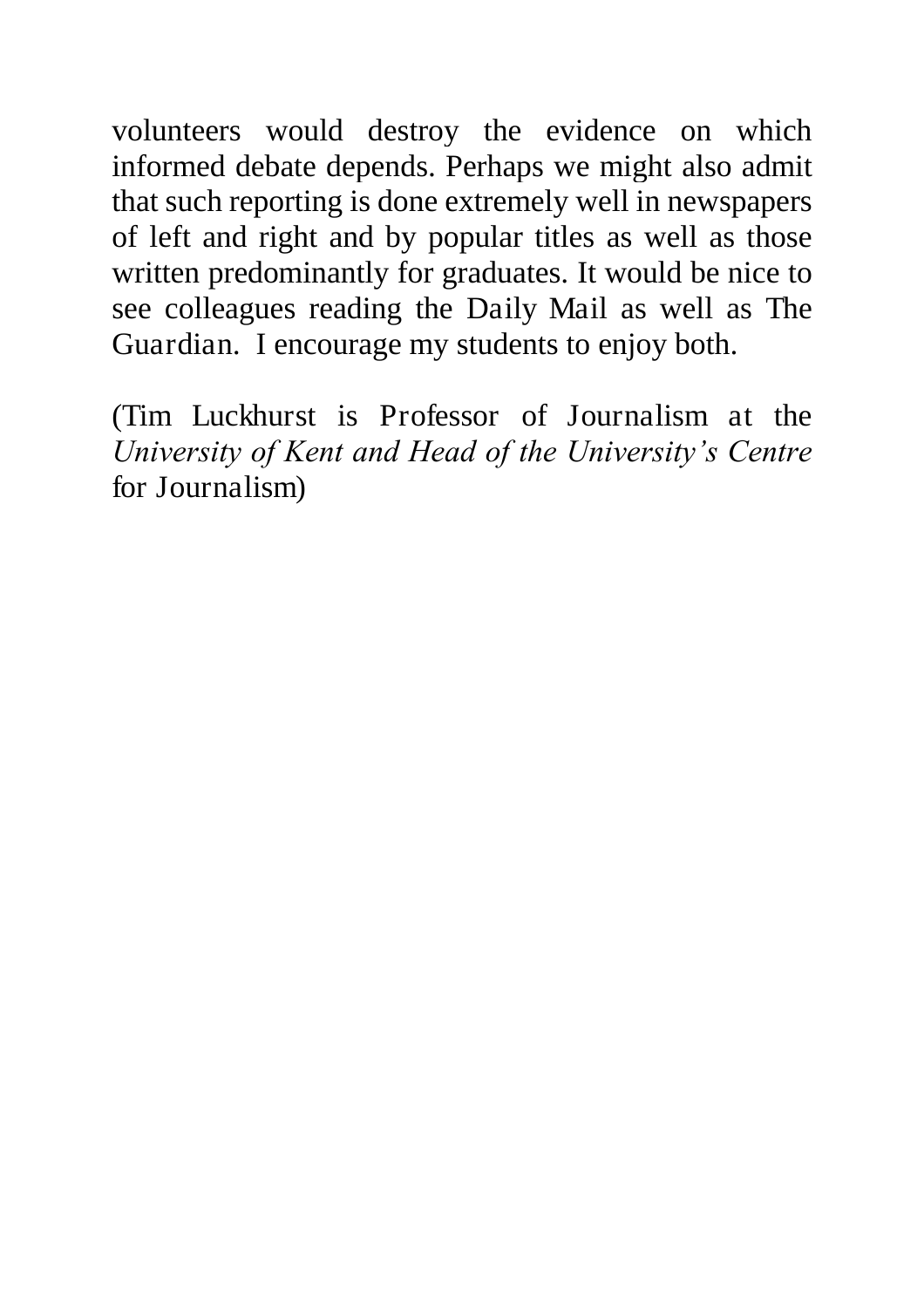volunteers would destroy the evidence on which informed debate depends. Perhaps we might also admit that such reporting is done extremely well in newspapers of left and right and by popular titles as well as those written predominantly for graduates. It would be nice to see colleagues reading the Daily Mail as well as The Guardian. I encourage my students to enjoy both.

(Tim Luckhurst is Professor of Journalism at the *University of Kent and Head of the University's Centre* for Journalism)